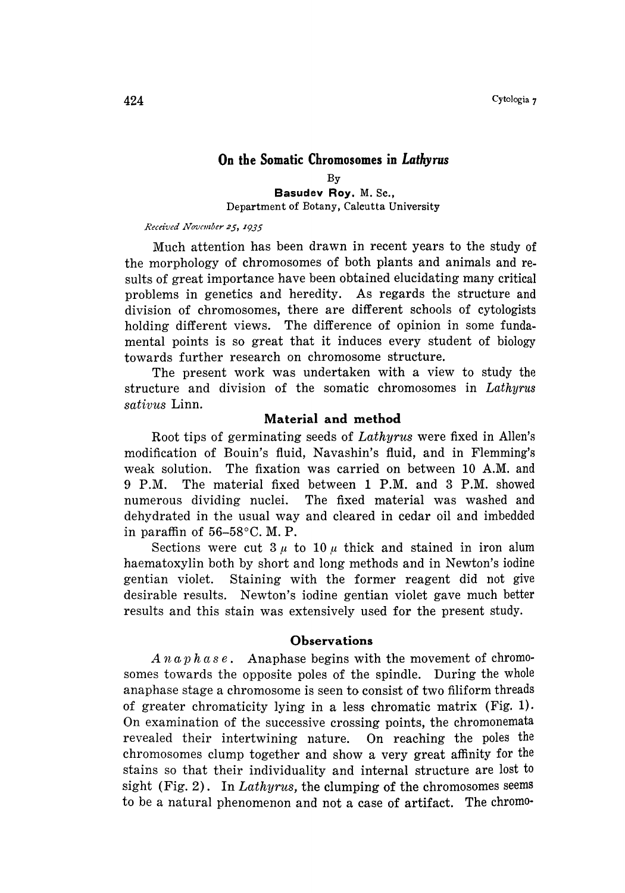# On the Somatic Chromosomes in *Lathyrus*

By

**Basudev Roy.** M. Sc.,

Department of Botany, Calcutta University

*Received November 25, 1935*

Much attention has been drawn in recent years to the study of the morphology of chromosomes of both plants and animals and results of great importance have been obtained elucidating many critical problems in genetics and heredity. As regards the structure and division of chromosomes, there are different schools of cytologists holding different views. The difference of opinion in some fundamental points is so great that it induces every student of biology towards further research on chromosome structure.

The present work was undertaken with a view to study the structure and division of the somatic chromosomes in *Lathyrus sativus* Linn.

## Material and method

Root tips of germinating seeds of *Lathyrus* were fixed in Allen's modification of Bouin's fluid, Navashin's fluid, and in Flemming's weak solution. The fixation was carried on between 10 A.M. and 9 P.M. The material fixed between 1 P.M. and 3 P.M. showed numerous dividing nuclei. The fixed material was washed and dehydrated in the usual way and cleared in cedar oil and imbedded in paraffin of 56–58°C. M. P.

Sections were cut 3 $\mu$ to 10 $\mu$ thick and stained in iron alum haematoxylin both by short and long methods and in Newton's iodine gentian violet. Staining with the former reagent did not give desirable results. Newton's iodine gentian violet gave much better results and this stain was extensively used for the present study.

## Observations

*Anaphase*. Anaphase begins with the movement of chromosomes towards the opposite poles of the spindle. During the whole anaphase stage a chromosome is seen to consist of two filiform threads of greater chromaticity lying in a less chromatic matrix (Fig. 1). On examination of the successive crossing points, the chromonemata revealed their intertwining nature. On reaching the poles the chromosomes clump together and show a very great affinity for the stains so that their individuality and internal structure are lost to sight (Fig. 2). In *Lathyrus*, the clumping of the chromosomes seems to be a natural phenomenon and not a case of artifact. The chromo-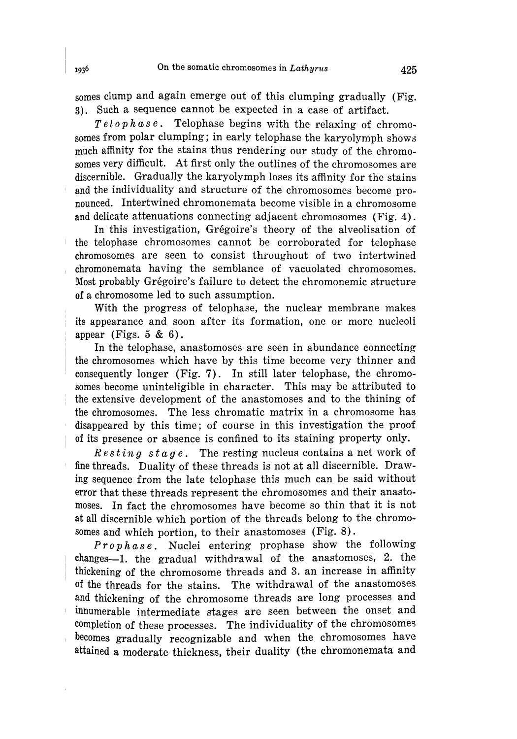somes clump and again emerge out of this clumping gradually (Fig. 3). Such a sequence cannot be expected in a case of artifact.

*Telophase*. Telophase begins with the relaxing of chromosomes from polar clumping; in early telophase the karyolymph shows much affinity for the stains thus rendering our study of the chromosomes very difficult. At first only the outlines of the chromosomes are discernible. Gradually the karyolymph loses its affinity for the stains and the individuality and structure of the chromosomes become pronounced. Intertwined chromonemata become visible in a chromosome and delicate attenuations connecting adjacent chromosomes (Fig. 4).

In this investigation, Grégoire's theory of the alveolisation of the telophase chromosomes cannot be corroborated for telophase chromosomes are seen to consist throughout of two intertwined chromonemata having the semblance of vacuolated chromosomes. Most probably Grégoire's failure to detect the chromonemic structure of a chromosome led to such assumption.

With the progress of telophase, the nuclear membrane makes its appearance and soon after its formation, one or more nucleoli appear (Figs. 5 & 6).

In the telophase, anastomoses are seen in abundance connecting the chromosomes which have by this time become very thinner and consequently longer (Fig. 7). In still later telophase, the chromosomes become unintelligible in character. This may be attributed to the extensive development of the anastomoses and to the thining of the chromosomes. The less chromatic matrix in a chromosome has disappeared by this time; of course in this investigation the proof of its presence or absence is confined to its staining property only.

*Resting stage*. The resting nucleus contains a net work of fine threads. Duality of these threads is not at all discernible. Drawing sequence from the late telophase this much can be said without error that these threads represent the chromosomes and their anastomoses. In fact the chromosomes have become so thin that it is not at all discernible which portion of the threads belong to the chromosomes and which portion, to their anastomoses (Fig. 8).

*Prophase*. Nuclei entering prophase show the following changes—1. the gradual withdrawal of the anastomoses, 2. the thickening of the chromosome threads and 3. an increase in affinity of the threads for the stains. The withdrawal of the anastomoses and thickening of the chromosome threads are long processes and innumerable intermediate stages are seen between the onset and completion of these processes. The individuality of the chromosomes becomes gradually recognizable and when the chromosomes have attained a moderate thickness, their duality (the chromonemata and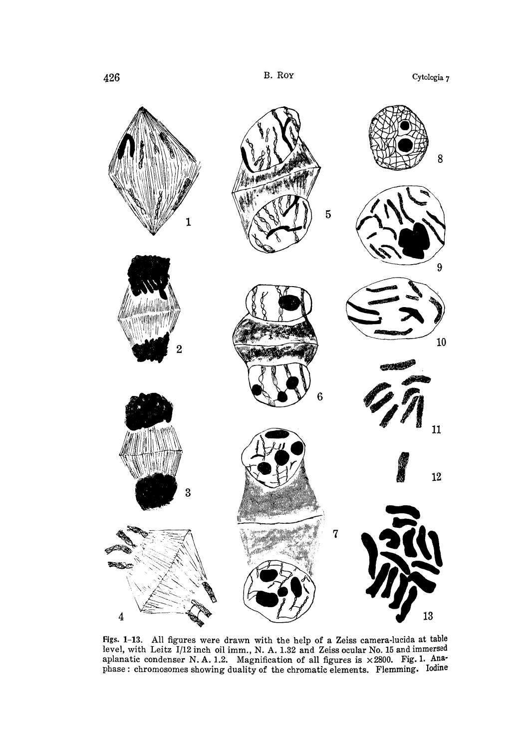Figs. 1-13. All figures were drawn with the help of a Zeiss camera-lucida at table level, with Leitz I/12 inch oil imm., N. A. 1.32 and Zeiss ocular No. 15 and immersed aplanatic condenser N. A. 1.2. Magnification of all figures is ×2800. Fig. 1. Anaphase: chromosomes showing duality of the chromatic elements. Flemming. Iodine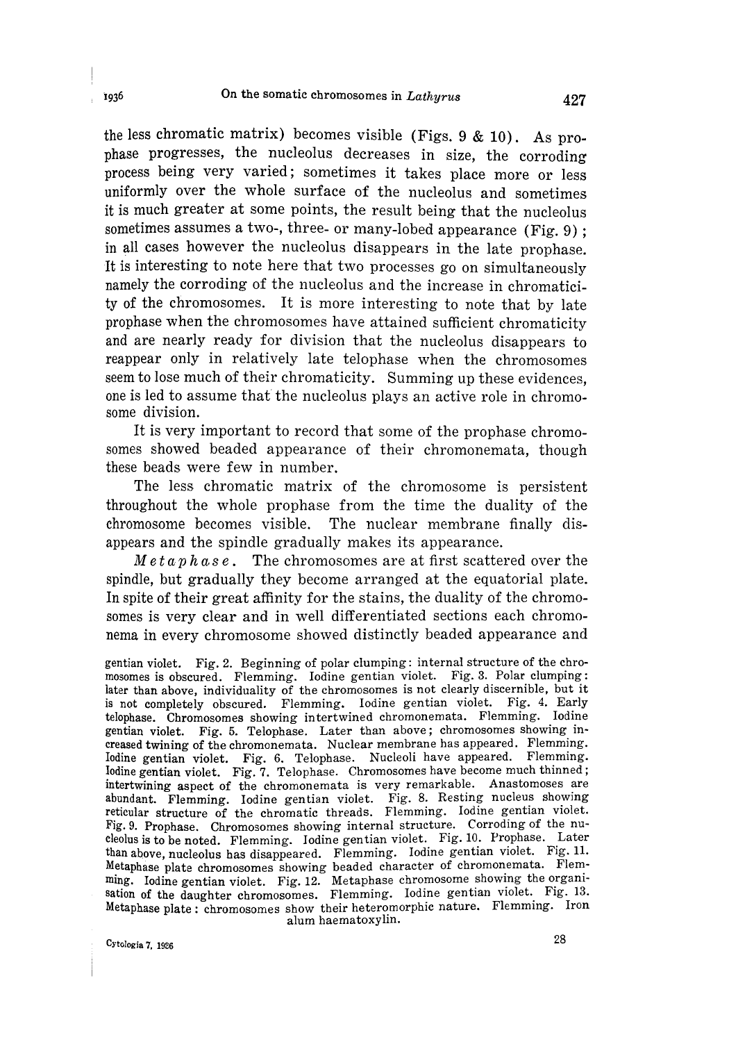the less chromatic matrix) becomes visible (Figs. 9 & 10). As prophase progresses, the nucleolus decreases in size, the corroding process being very varied; sometimes it takes place more or less uniformly over the whole surface of the nucleolus and sometimes it is much greater at some points, the result being that the nucleolus sometimes assumes a two-, three- or many-lobed appearance (Fig. 9); in all cases however the nucleolus disappears in the late prophase. It is interesting to note here that two processes go on simultaneously namely the corroding of the nucleolus and the increase in chromaticity of the chromosomes. It is more interesting to note that by late prophase when the chromosomes have attained sufficient chromaticity and are nearly ready for division that the nucleolus disappears to reappear only in relatively late telophase when the chromosomes seem to lose much of their chromaticity. Summing up these evidences, one is led to assume that the nucleolus plays an active role in chromosome division.

It is very important to record that some of the prophase chromosomes showed beaded appearance of their chromonemata, though these beads were few in number.

The less chromatic matrix of the chromosome is persistent throughout the whole prophase from the time the duality of the chromosome becomes visible. The nuclear membrane finally disappears and the spindle gradually makes its appearance.

*Metaphase*. The chromosomes are at first scattered over the spindle, but gradually they become arranged at the equatorial plate. In spite of their great affinity for the stains, the duality of the chromosomes is very clear and in well differentiated sections each chromonema in every chromosome showed distinctly beaded appearance and

gentian violet. Fig. 2. Beginning of polar clumping: internal structure of the chromosomes is obscured. Flemming. Iodine gentian violet. Fig. 3. Polar clumping: later than above, individuality of the chromosomes is not clearly discernible, but it is not completely obscured. Flemming. Iodine gentian violet. Fig. 4. Early telophase. Chromosomes showing intertwined chromonemata. Flemming. Iodine gentian violet. Fig. 5. Telophase. Later than above; chromosomes showing increased twining of the chromonemata. Nuclear membrane has appeared. Flemming. Iodine gentian violet. Fig. 6. Telophase. Nucleoli have appeared. Flemming. Iodine gentian violet. Fig. 7. Telophase. Chromosomes have become much thinned; intertwining aspect of the chromonemata is very remarkable. Anastomoses are abundant. Flemming. Iodine gentian violet. Fig. 8. Resting nucleus showing reticular structure of the chromatic threads. Flemming. Iodine gentian violet. Fig. 9. Prophase. Chromosomes showing internal structure. Corroding of the nucleolus is to be noted. Flemming. Iodine gentian violet. Fig. 10. Prophase. Later than above, nucleolus has disappeared. Flemming. Iodine gentian violet. Fig. 11. Metaphase plate chromosomes showing beaded character of chromonemata. Flemming. Iodine gentian violet. Fig. 12. Metaphase chromosome showing the organisation of the daughter chromosomes. Flemming. Iodine gentian violet. Fig. 13. Metaphase plate: chromosomes show their heteromorphic nature. Flemming. Iron alum haematoxylin.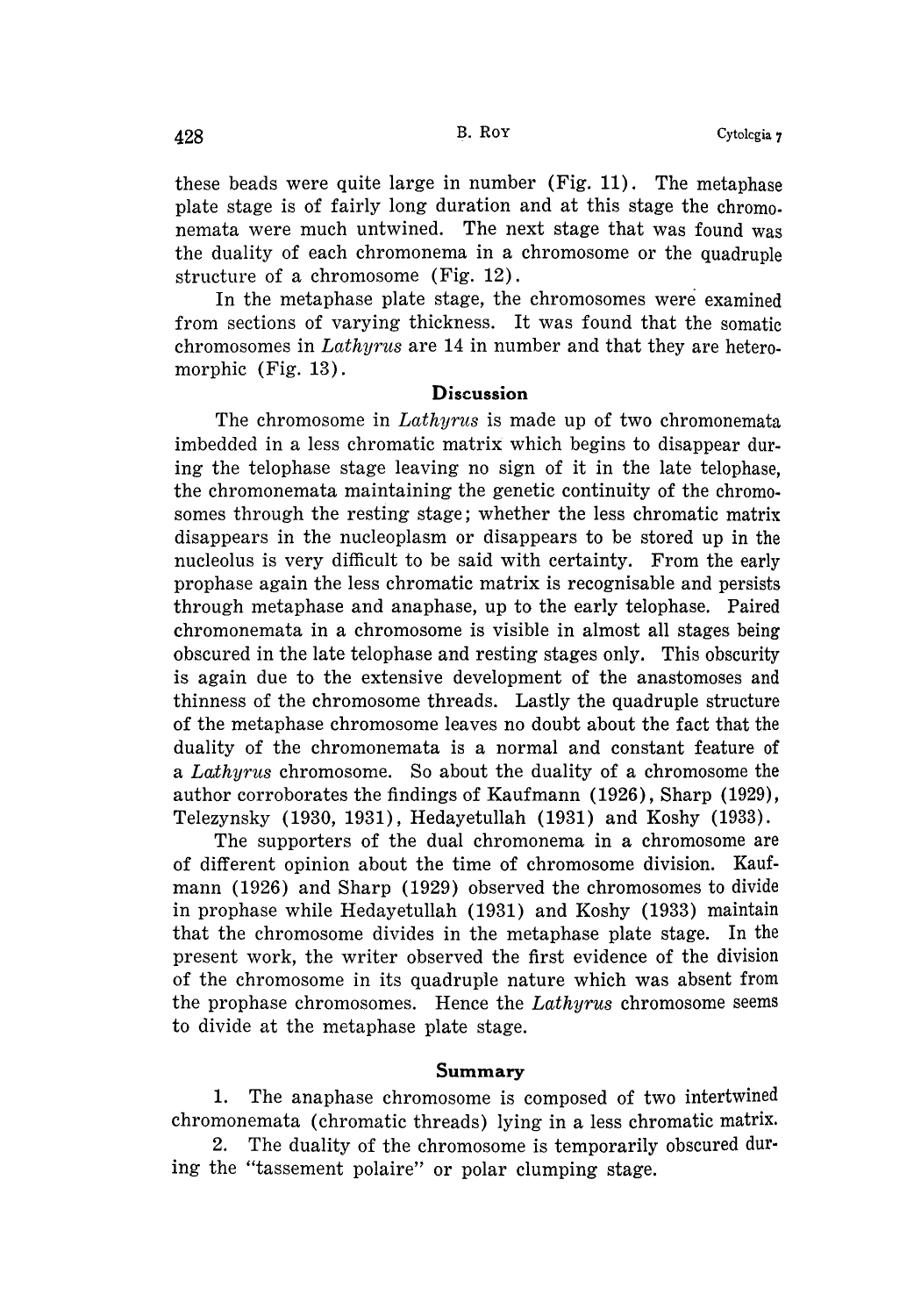these beads were quite large in number (Fig. 11). The metaphase plate stage is of fairly long duration and at this stage the chromonemata were much untwined. The next stage that was found was the duality of each chromonema in a chromosome or the quadruple structure of a chromosome (Fig. 12).

In the metaphase plate stage, the chromosomes were examined from sections of varying thickness. It was found that the somatic chromosomes in *Lathyrus* are 14 in number and that they are heteromorphic (Fig. 13).

## Discussion

The chromosome in *Lathyrus* is made up of two chromonemata imbedded in a less chromatic matrix which begins to disappear during the telophase stage leaving no sign of it in the late telophase, the chromonemata maintaining the genetic continuity of the chromosomes through the resting stage; whether the less chromatic matrix disappears in the nucleoplasm or disappears to be stored up in the nucleolus is very difficult to be said with certainty. From the early prophase again the less chromatic matrix is recognisable and persists through metaphase and anaphase, up to the early telophase. Paired chromonemata in a chromosome is visible in almost all stages being obscured in the late telophase and resting stages only. This obscurity is again due to the extensive development of the anastomoses and thinness of the chromosome threads. Lastly the quadruple structure of the metaphase chromosome leaves no doubt about the fact that the duality of the chromonemata is a normal and constant feature of a *Lathyrus* chromosome. So about the duality of a chromosome the author corroborates the findings of Kaufmann (1926), Sharp (1929), Telezynsky (1930, 1931), Hedayetullah (1931) and Koshy (1933).

The supporters of the dual chromonema in a chromosome are of different opinion about the time of chromosome division. Kaufmann (1926) and Sharp (1929) observed the chromosomes to divide in prophase while Hedayetullah (1931) and Koshy (1933) maintain that the chromosome divides in the metaphase plate stage. In the present work, the writer observed the first evidence of the division of the chromosome in its quadruple nature which was absent from the prophase chromosomes. Hence the *Lathyrus* chromosome seems to divide at the metaphase plate stage.

## Summary

1. The anaphase chromosome is composed of two intertwined chromonemata (chromatic threads) lying in a less chromatic matrix.

2. The duality of the chromosome is temporarily obscured during the "tassement polaire" or polar clumping stage.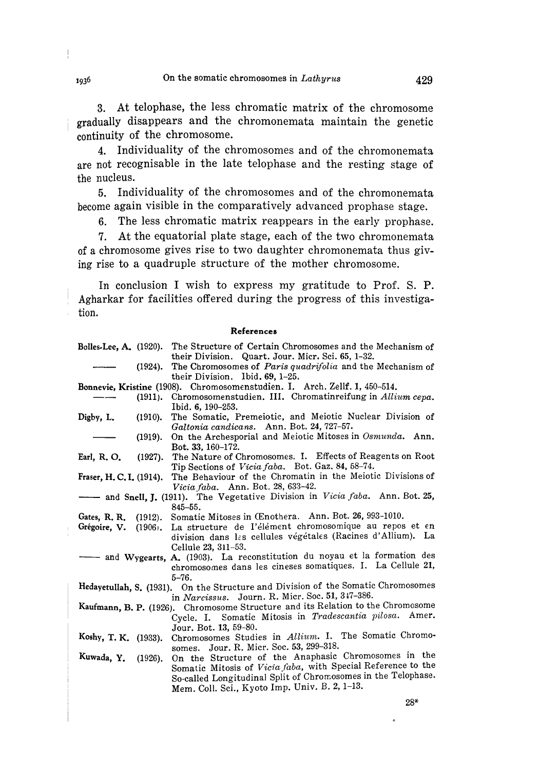3. At telophase, the less chromatic matrix of the chromosome gradually disappears and the chromonemata maintain the genetic continuity of the chromosome.

4. Individuality of the chromosomes and of the chromonemata are not recognisable in the late telophase and the resting stage of the nucleus.

5. Individuality of the chromosomes and of the chromonemata become again visible in the comparatively advanced prophase stage.

6. The less chromatic matrix reappears in the early prophase.

7. At the equatorial plate stage, each of the two chromonemata of a chromosome gives rise to two daughter chromonemata thus giving rise to a quadruple structure of the mother chromosome.

In conclusion I wish to express my gratitude to Prof. S. P. Agharkar for facilities offered during the progress of this investigation.

## References

**Bolles-Lee, A.** (1920). The Structure of Certain Chromosomes and the Mechanism of their Division. Quart. Jour. Micr. Sci. 65, 1–32.

—— (1924). The Chromosomes of *Paris quadrifolia* and the Mechanism of their Division. Ibid. 69, 1–25.

**Bonnevie, Kristine** (1908). Chromosomenstudien. I. Arch. Zellf. 1, 450–514.

—— (1911). Chromosomenstudien. III. Chromatinreifung in *Allium cepa*. Ibid. 6, 190–253.

**Digby, L.** (1910). The Somatic, Premeiotic, and Meiotic Nuclear Division of *Galtonia candicans*. Ann. Bot. 24, 727–57.

—— (1919). On the Archesporial and Meiotic Mitoses in *Osmunda*. Ann. Bot. 33, 160–172.

**Earl, R. O.** (1927). The Nature of Chromosomes. I. Effects of Reagents on Root Tip Sections of *Vicia faba*. Bot. Gaz. 84, 58–74.

**Fraser, H. C. I.** (1914). The Behaviour of the Chromatin in the Meiotic Divisions of *Vicia faba*. Ann. Bot. 28, 633–42.

—— and **Snell, J.** (1911). The Vegetative Division in *Vicia faba*. Ann. Bot. 25, 845–55.

**Gates, R. R.** (1912). Somatic Mitoses in Œnothera. Ann. Bot. 26, 993–1010.

**Grégoire, V.** (1906). La structure de l'élément chromosomique au repos et en division dans les cellules végétales (Racines d'Allium). La Cellule 23, 311–53.

—— and **Wygearts, A.** (1903). La reconstitution du noyau et la formation des chromosomes dans les cineses somatiques. I. La Cellule 21, 5–76.

**Hedayetullah, S.** (1931). On the Structure and Division of the Somatic Chromosomes in *Narcissus*. Journ. R. Micr. Soc. 51, 347–386.

**Kaufmann, B. P.** (1926). Chromosome Structure and its Relation to the Chromosome Cycle. I. Somatic Mitosis in *Tradescantia pilosa*. Amer. Jour. Bot. 13, 59–80.

**Koshy, T. K.** (1933). Chromosomes Studies in *Allium*. I. The Somatic Chromosomes. Jour. R. Micr. Soc. 53, 299–318.

**Kuwada, Y.** (1926). On the Structure of the Anaphasic Chromosomes in the Somatic Mitosis of *Vicia faba*, with Special Reference to the So-called Longitudinal Split of Chromosomes in the Telophase. Mem. Coll. Sci., Kyoto Imp. Univ. B. 2, 1–13.

28*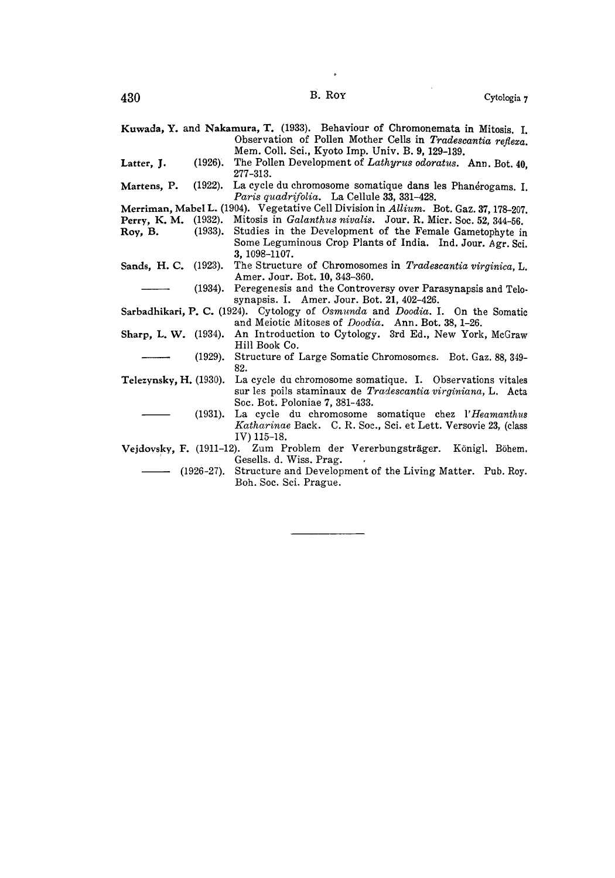**Kuwada, Y.** and **Nakamura, T.** (1933). Behaviour of Chromonemata in Mitosis. I. Observation of Pollen Mother Cells in *Tradescantia reflexa*. Mem. Coll. Sci., Kyoto Imp. Univ. B. **9**, 129–139.

**Latter, J.** (1926). The Pollen Development of *Lathyrus odoratus*. Ann. Bot. **40**, 277–313.

**Martens, P.** (1922). La cycle du chromosome somatique dans les Phanérogams. I. *Paris quadrifolia*. La Cellule **33**, 331–428.

**Merriman, Mabel L.** (1904). Vegetative Cell Division in *Allium*. Bot. Gaz. **37**, 178–207.

**Perry, K. M.** (1932). Mitosis in *Galanthus nivalis*. Jour. R. Micr. Soc. **52**, 344–56.

**Roy, B.** (1933). Studies in the Development of the Female Gametophyte in Some Leguminous Crop Plants of India. Ind. Jour. Agr. Sci. **3**, 1098–1107.

**Sands, H. C.** (1923). The Structure of Chromosomes in *Tradescantia virginica*, L. Amer. Jour. Bot. **10**, 343–360.

—— (1934). Peregenesis and the Controversy over Parasynapsis and Telosynapsis. I. Amer. Jour. Bot. **21**, 402–426.

**Sarbadhikari, P. C.** (1924). Cytology of *Osmunda* and *Doodia*. I. On the Somatic and Meiotic Mitoses of *Doodia*. Ann. Bot. **38**, 1–26.

**Sharp, L. W.** (1934). An Introduction to Cytology. 3rd Ed., New York, McGraw Hill Book Co.

—— (1929). Structure of Large Somatic Chromosomes. Bot. Gaz. **88**, 349–82.

**Telezynsky, H.** (1930). La cycle du chromosome somatique. I. Observations vitales sur les poils staminaux de *Tradescantia virginiana*, L. Acta Soc. Bot. Poloniae **7**, 381–433.

—— (1931). La cycle du chromosome somatique chez l'*Heamanthus Katharinae* Back. C. R. Soc., Sci. et Lett. Versovie **23**, (class IV) 115–18.

**Vejdovsky, F.** (1911–12). Zum Problem der Vererbungsträger. Königl. Böhem. Gesells. d. Wiss. Prag.

—— (1926–27). Structure and Development of the Living Matter. Pub. Roy. Boh. Soc. Sci. Prague.